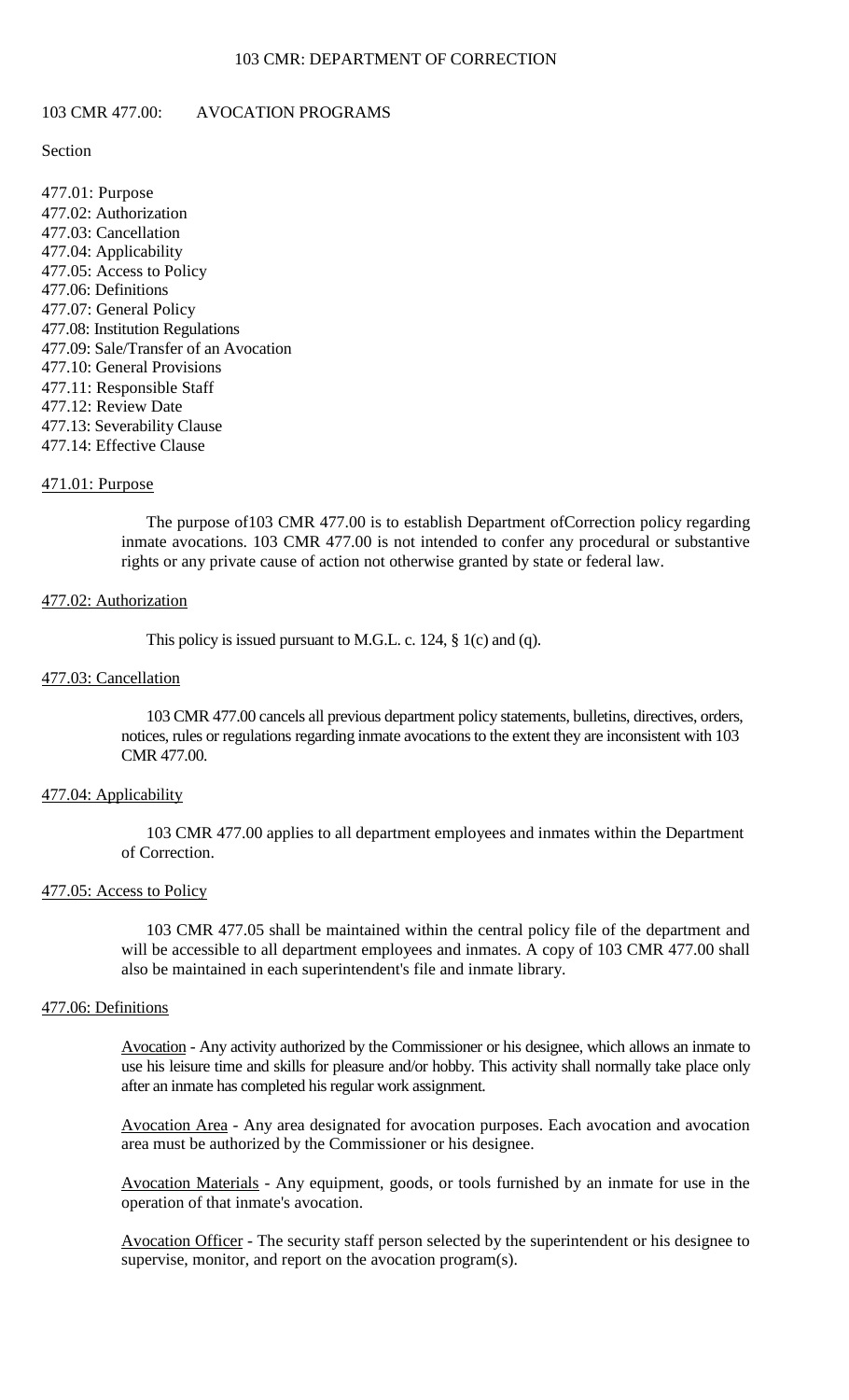# 103 CMR 477.00: AVOCATION PROGRAMS

Section

477.01: Purpose
477.02: Authorization
477.03: Cancellation
477.04: Applicability
477.05: Access to Policy
477.06: Definitions
477.07: General Policy
477.08: Institution Regulations
477.09: Sale/Transfer of an Avocation
477.10: General Provisions
477.11: Responsible Staff
477.12: Review Date
477.13: Severability Clause
477.14: Effective Clause

## 471.01: Purpose

The purpose of103 CMR 477.00 is to establish Department ofCorrection policy regarding inmate avocations. 103 CMR 477.00 is not intended to confer any procedural or substantive rights or any private cause of action not otherwise granted by state or federal law.

## 477.02: Authorization

This policy is issued pursuant to M.G.L. c. 124, § 1(c) and (q).

## 477.03: Cancellation

103 CMR 477.00 cancels all previous department policy statements, bulletins, directives, orders, notices, rules or regulations regarding inmate avocations to the extent they are inconsistent with 103 CMR 477.00.

## 477.04: Applicability

103 CMR 477.00 applies to all department employees and inmates within the Department of Correction.

## 477.05: Access to Policy

103 CMR 477.05 shall be maintained within the central policy file of the department and will be accessible to all department employees and inmates. A copy of 103 CMR 477.00 shall also be maintained in each superintendent's file and inmate library.

## 477.06: Definitions

Avocation - Any activity authorized by the Commissioner or his designee, which allows an inmate to use his leisure time and skills for pleasure and/or hobby. This activity shall normally take place only after an inmate has completed his regular work assignment.

Avocation Area - Any area designated for avocation purposes. Each avocation and avocation area must be authorized by the Commissioner or his designee.

Avocation Materials - Any equipment, goods, or tools furnished by an inmate for use in the operation of that inmate's avocation.

Avocation Officer - The security staff person selected by the superintendent or his designee to supervise, monitor, and report on the avocation program(s).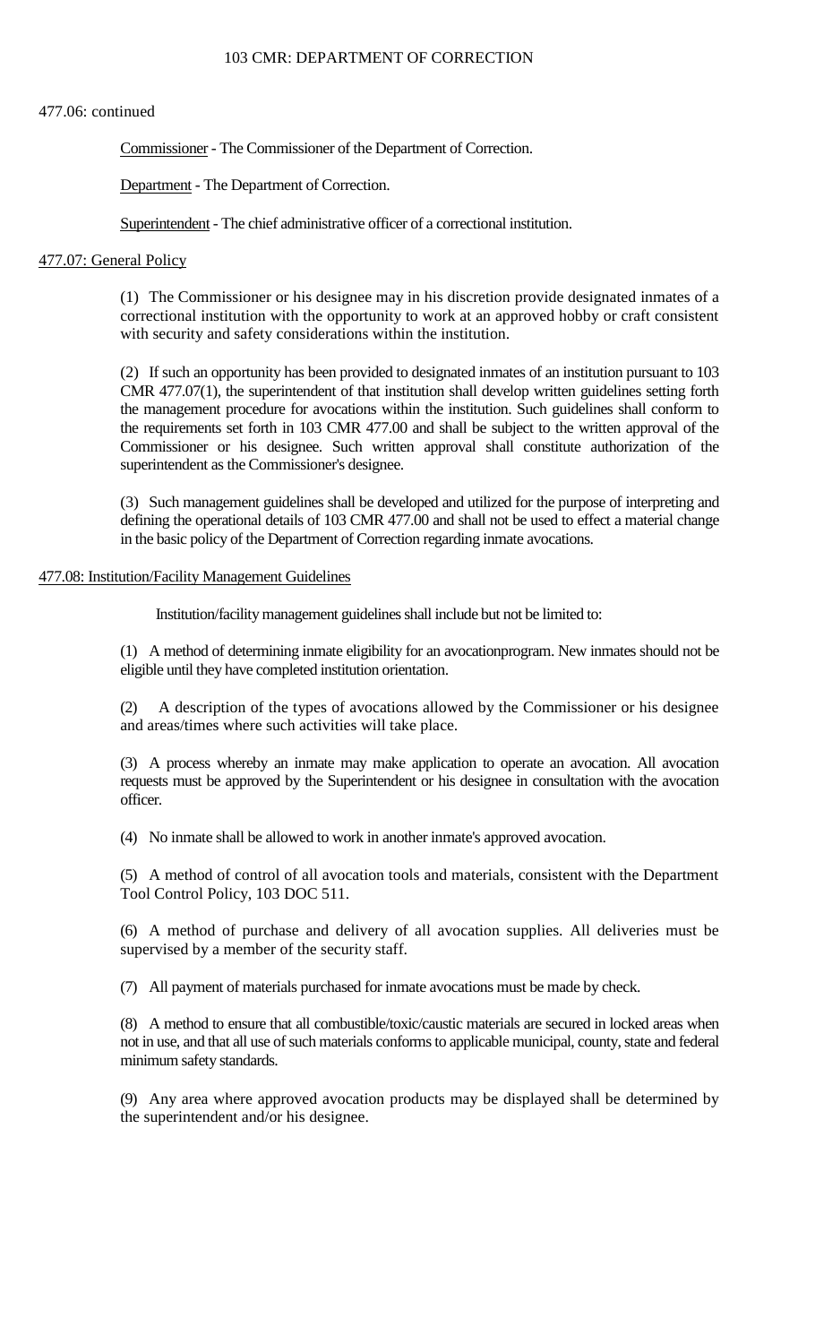477.06: continued

Commissioner - The Commissioner of the Department of Correction.

Department - The Department of Correction.

Superintendent - The chief administrative officer of a correctional institution.

## 477.07: General Policy

(1) The Commissioner or his designee may in his discretion provide designated inmates of a correctional institution with the opportunity to work at an approved hobby or craft consistent with security and safety considerations within the institution.

(2) If such an opportunity has been provided to designated inmates of an institution pursuant to 103 CMR 477.07(1), the superintendent of that institution shall develop written guidelines setting forth the management procedure for avocations within the institution. Such guidelines shall conform to the requirements set forth in 103 CMR 477.00 and shall be subject to the written approval of the Commissioner or his designee. Such written approval shall constitute authorization of the superintendent as the Commissioner's designee.

(3) Such management guidelines shall be developed and utilized for the purpose of interpreting and defining the operational details of 103 CMR 477.00 and shall not be used to effect a material change in the basic policy of the Department of Correction regarding inmate avocations.

## 477.08: Institution/Facility Management Guidelines

Institution/facility management guidelines shall include but not be limited to:

(1) A method of determining inmate eligibility for an avocationprogram. New inmates should not be eligible until they have completed institution orientation.

(2) A description of the types of avocations allowed by the Commissioner or his designee and areas/times where such activities will take place.

(3) A process whereby an inmate may make application to operate an avocation. All avocation requests must be approved by the Superintendent or his designee in consultation with the avocation officer.

(4) No inmate shall be allowed to work in another inmate's approved avocation.

(5) A method of control of all avocation tools and materials, consistent with the Department Tool Control Policy, 103 DOC 511.

(6) A method of purchase and delivery of all avocation supplies. All deliveries must be supervised by a member of the security staff.

(7) All payment of materials purchased for inmate avocations must be made by check.

(8) A method to ensure that all combustible/toxic/caustic materials are secured in locked areas when not in use, and that all use of such materials conforms to applicable municipal, county, state and federal minimum safety standards.

(9) Any area where approved avocation products may be displayed shall be determined by the superintendent and/or his designee.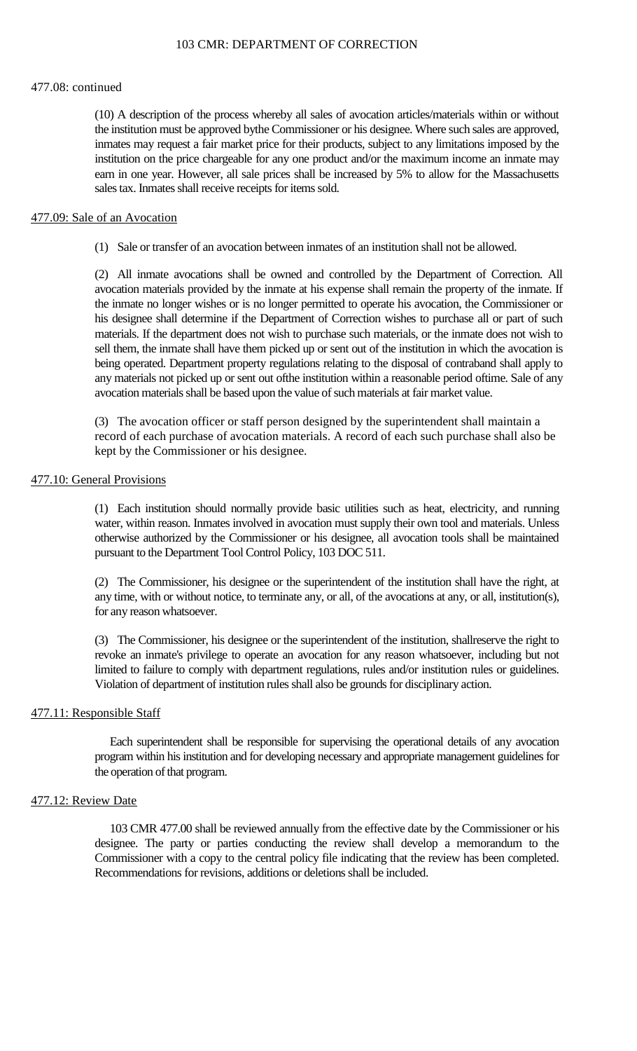477.08: continued

(10) A description of the process whereby all sales of avocation articles/materials within or without the institution must be approved bythe Commissioner or his designee. Where such sales are approved, inmates may request a fair market price for their products, subject to any limitations imposed by the institution on the price chargeable for any one product and/or the maximum income an inmate may earn in one year. However, all sale prices shall be increased by 5% to allow for the Massachusetts sales tax. Inmates shall receive receipts for items sold.

## 477.09: Sale of an Avocation

(1) Sale or transfer of an avocation between inmates of an institution shall not be allowed.

(2) All inmate avocations shall be owned and controlled by the Department of Correction. All avocation materials provided by the inmate at his expense shall remain the property of the inmate. If the inmate no longer wishes or is no longer permitted to operate his avocation, the Commissioner or his designee shall determine if the Department of Correction wishes to purchase all or part of such materials. If the department does not wish to purchase such materials, or the inmate does not wish to sell them, the inmate shall have them picked up or sent out of the institution in which the avocation is being operated. Department property regulations relating to the disposal of contraband shall apply to any materials not picked up or sent out ofthe institution within a reasonable period oftime. Sale of any avocation materials shall be based upon the value of such materials at fair market value.

(3) The avocation officer or staff person designed by the superintendent shall maintain a record of each purchase of avocation materials. A record of each such purchase shall also be kept by the Commissioner or his designee.

## 477.10: General Provisions

(1) Each institution should normally provide basic utilities such as heat, electricity, and running water, within reason. Inmates involved in avocation must supply their own tool and materials. Unless otherwise authorized by the Commissioner or his designee, all avocation tools shall be maintained pursuant to the Department Tool Control Policy, 103 DOC 511.

(2) The Commissioner, his designee or the superintendent of the institution shall have the right, at any time, with or without notice, to terminate any, or all, of the avocations at any, or all, institution(s), for any reason whatsoever.

(3) The Commissioner, his designee or the superintendent of the institution, shallreserve the right to revoke an inmate's privilege to operate an avocation for any reason whatsoever, including but not limited to failure to comply with department regulations, rules and/or institution rules or guidelines. Violation of department of institution rules shall also be grounds for disciplinary action.

## 477.11: Responsible Staff

Each superintendent shall be responsible for supervising the operational details of any avocation program within his institution and for developing necessary and appropriate management guidelines for the operation of that program.

## 477.12: Review Date

103 CMR 477.00 shall be reviewed annually from the effective date by the Commissioner or his designee. The party or parties conducting the review shall develop a memorandum to the Commissioner with a copy to the central policy file indicating that the review has been completed. Recommendations for revisions, additions or deletions shall be included.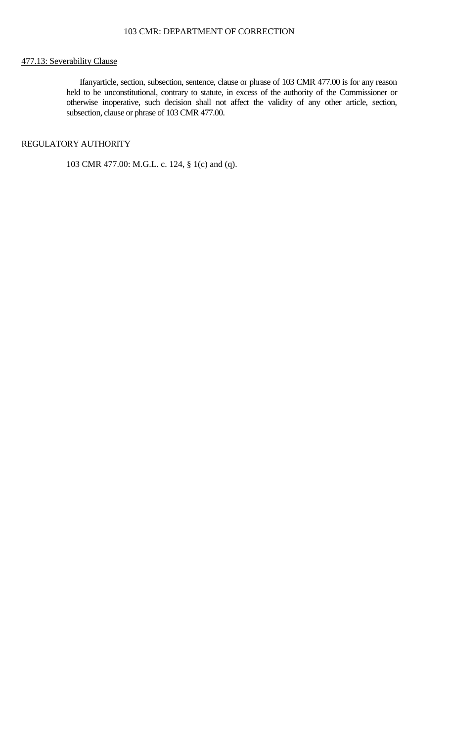## 477.13: Severability Clause

Ifanyarticle, section, subsection, sentence, clause or phrase of 103 CMR 477.00 is for any reason held to be unconstitutional, contrary to statute, in excess of the authority of the Commissioner or otherwise inoperative, such decision shall not affect the validity of any other article, section, subsection, clause or phrase of 103 CMR 477.00.

## REGULATORY AUTHORITY

103 CMR 477.00: M.G.L. c. 124, § 1(c) and (q).